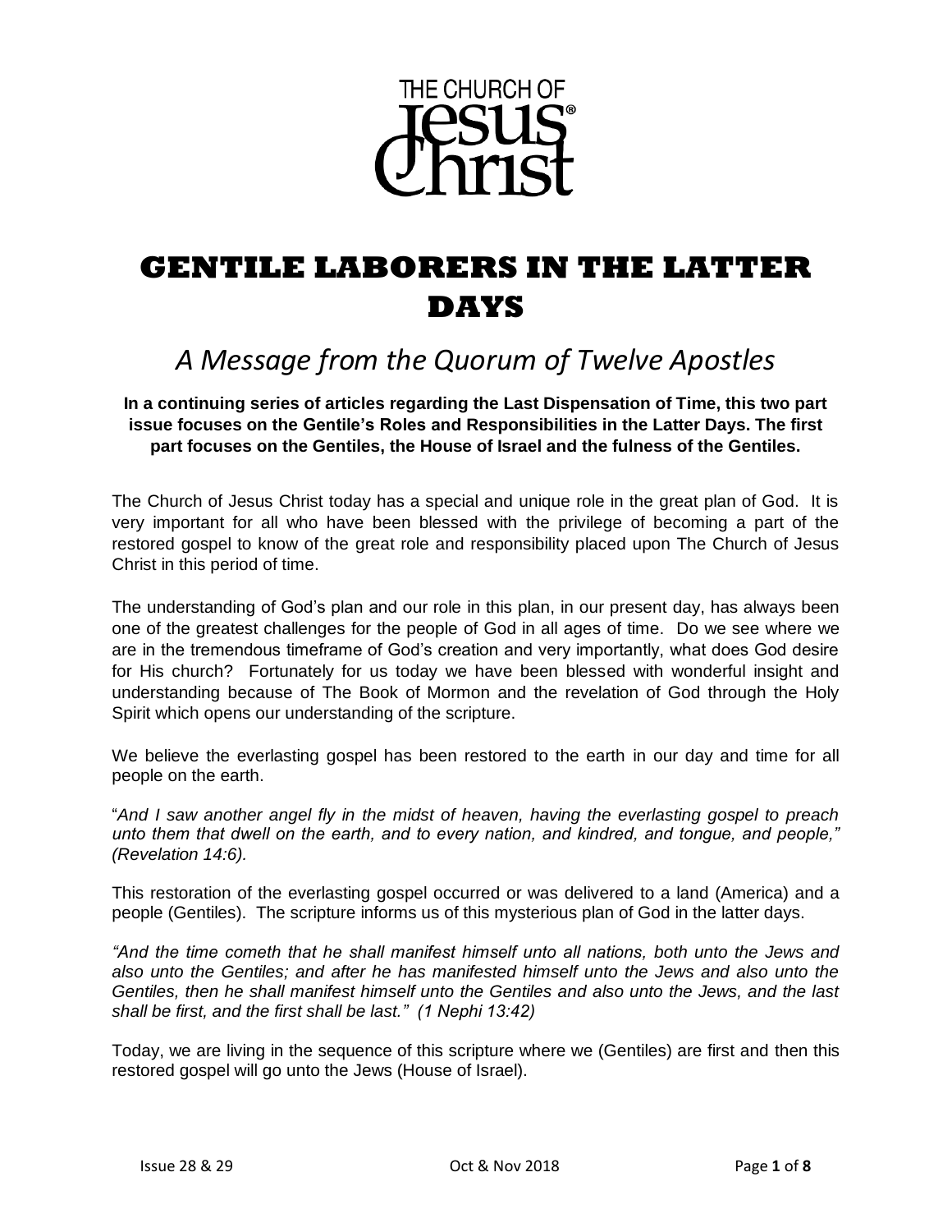THE CHURCH OF Jesus® Christ

# GENTILE LABORERS IN THE LATTER DAYS

## *A Message from the Quorum of Twelve Apostles*

**In a continuing series of articles regarding the Last Dispensation of Time, this two part issue focuses on the Gentile's Roles and Responsibilities in the Latter Days. The first part focuses on the Gentiles, the House of Israel and the fulness of the Gentiles.**

The Church of Jesus Christ today has a special and unique role in the great plan of God. It is very important for all who have been blessed with the privilege of becoming a part of the restored gospel to know of the great role and responsibility placed upon The Church of Jesus Christ in this period of time.

The understanding of God's plan and our role in this plan, in our present day, has always been one of the greatest challenges for the people of God in all ages of time. Do we see where we are in the tremendous timeframe of God's creation and very importantly, what does God desire for His church? Fortunately for us today we have been blessed with wonderful insight and understanding because of The Book of Mormon and the revelation of God through the Holy Spirit which opens our understanding of the scripture.

We believe the everlasting gospel has been restored to the earth in our day and time for all people on the earth.

"*And I saw another angel fly in the midst of heaven, having the everlasting gospel to preach unto them that dwell on the earth, and to every nation, and kindred, and tongue, and people," (Revelation 14:6).*

This restoration of the everlasting gospel occurred or was delivered to a land (America) and a people (Gentiles). The scripture informs us of this mysterious plan of God in the latter days.

*"And the time cometh that he shall manifest himself unto all nations, both unto the Jews and also unto the Gentiles; and after he has manifested himself unto the Jews and also unto the Gentiles, then he shall manifest himself unto the Gentiles and also unto the Jews, and the last shall be first, and the first shall be last." (1 Nephi 13:42)*

Today, we are living in the sequence of this scripture where we (Gentiles) are first and then this restored gospel will go unto the Jews (House of Israel).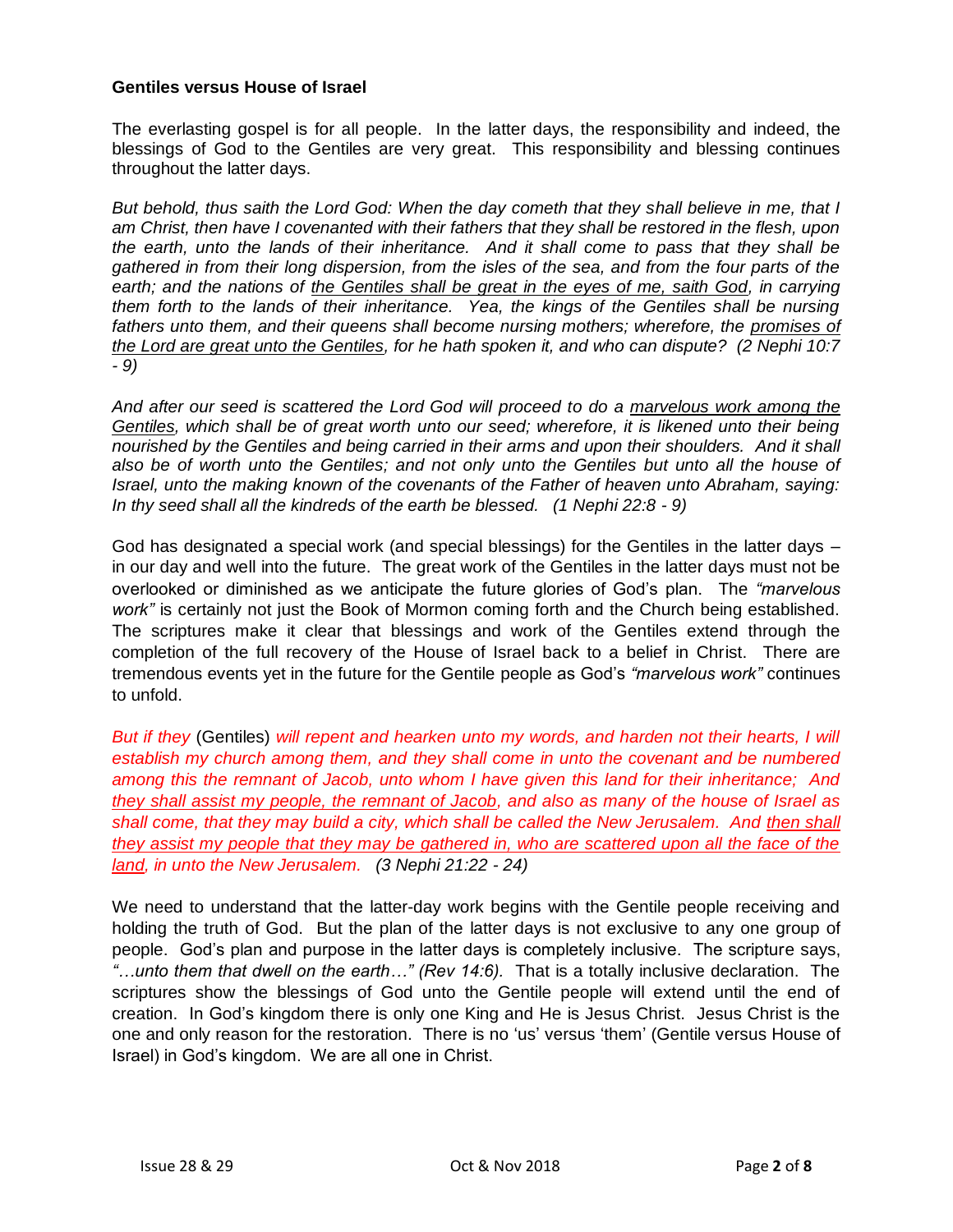**Gentiles versus House of Israel**

The everlasting gospel is for all people. In the latter days, the responsibility and indeed, the blessings of God to the Gentiles are very great. This responsibility and blessing continues throughout the latter days.

*But behold, thus saith the Lord God: When the day cometh that they shall believe in me, that I am Christ, then have I covenanted with their fathers that they shall be restored in the flesh, upon the earth, unto the lands of their inheritance. And it shall come to pass that they shall be gathered in from their long dispersion, from the isles of the sea, and from the four parts of the earth; and the nations of <u>the Gentiles shall be great in the eyes of me, saith God</u>, in carrying them forth to the lands of their inheritance. Yea, the kings of the Gentiles shall be nursing fathers unto them, and their queens shall become nursing mothers; wherefore, the <u>promises of the Lord are great unto the Gentiles</u>, for he hath spoken it, and who can dispute? (2 Nephi 10:7 - 9)*

*And after our seed is scattered the Lord God will proceed to do a <u>marvelous work among the Gentiles</u>, which shall be of great worth unto our seed; wherefore, it is likened unto their being nourished by the Gentiles and being carried in their arms and upon their shoulders. And it shall also be of worth unto the Gentiles; and not only unto the Gentiles but unto all the house of Israel, unto the making known of the covenants of the Father of heaven unto Abraham, saying: In thy seed shall all the kindreds of the earth be blessed. (1 Nephi 22:8 - 9)*

God has designated a special work (and special blessings) for the Gentiles in the latter days – in our day and well into the future. The great work of the Gentiles in the latter days must not be overlooked or diminished as we anticipate the future glories of God's plan. The *"marvelous work"* is certainly not just the Book of Mormon coming forth and the Church being established. The scriptures make it clear that blessings and work of the Gentiles extend through the completion of the full recovery of the House of Israel back to a belief in Christ. There are tremendous events yet in the future for the Gentile people as God's *"marvelous work"* continues to unfold.

*But if they* (Gentiles) *will repent and hearken unto my words, and harden not their hearts, I will establish my church among them, and they shall come in unto the covenant and be numbered among this the remnant of Jacob, unto whom I have given this land for their inheritance; And <u>they shall assist my people, the remnant of Jacob</u>, and also as many of the house of Israel as shall come, that they may build a city, which shall be called the New Jerusalem. And <u>then shall they assist my people that they may be gathered in, who are scattered upon all the face of the land</u>, in unto the New Jerusalem. (3 Nephi 21:22 - 24)*

We need to understand that the latter-day work begins with the Gentile people receiving and holding the truth of God. But the plan of the latter days is not exclusive to any one group of people. God's plan and purpose in the latter days is completely inclusive. The scripture says, *"…unto them that dwell on the earth…" (Rev 14:6).* That is a totally inclusive declaration. The scriptures show the blessings of God unto the Gentile people will extend until the end of creation. In God's kingdom there is only one King and He is Jesus Christ. Jesus Christ is the one and only reason for the restoration. There is no 'us' versus 'them' (Gentile versus House of Israel) in God's kingdom. We are all one in Christ.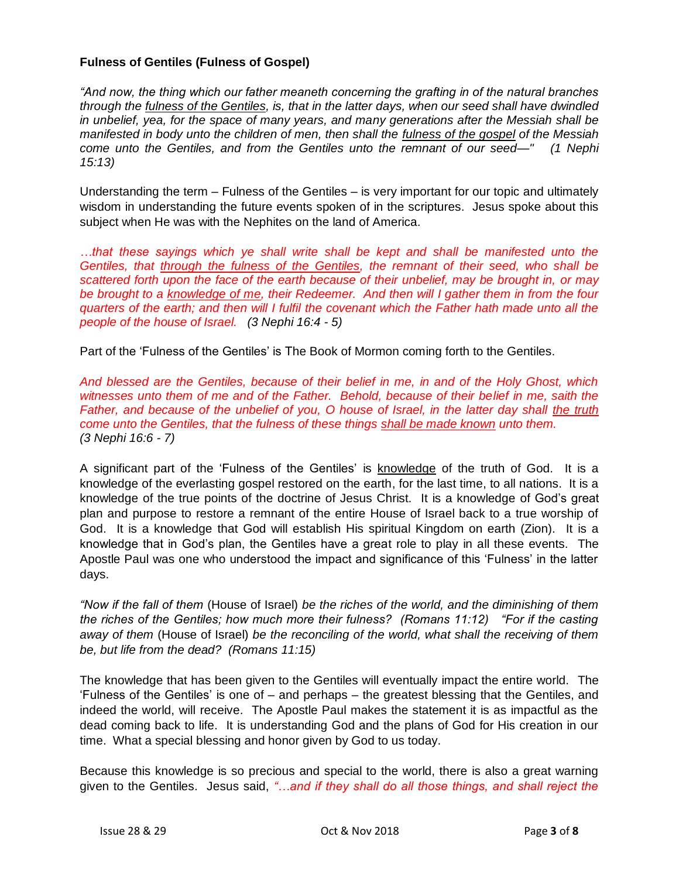**Fulness of Gentiles (Fulness of Gospel)**

*"And now, the thing which our father meaneth concerning the grafting in of the natural branches through the fulness of the Gentiles, is, that in the latter days, when our seed shall have dwindled in unbelief, yea, for the space of many years, and many generations after the Messiah shall be manifested in body unto the children of men, then shall the fulness of the gospel of the Messiah come unto the Gentiles, and from the Gentiles unto the remnant of our seed—" (1 Nephi 15:13)*

Understanding the term – Fulness of the Gentiles – is very important for our topic and ultimately wisdom in understanding the future events spoken of in the scriptures. Jesus spoke about this subject when He was with the Nephites on the land of America.

*…that these sayings which ye shall write shall be kept and shall be manifested unto the Gentiles, that through the fulness of the Gentiles, the remnant of their seed, who shall be scattered forth upon the face of the earth because of their unbelief, may be brought in, or may be brought to a knowledge of me, their Redeemer. And then will I gather them in from the four quarters of the earth; and then will I fulfil the covenant which the Father hath made unto all the people of the house of Israel. (3 Nephi 16:4 - 5)*

Part of the 'Fulness of the Gentiles' is The Book of Mormon coming forth to the Gentiles.

*And blessed are the Gentiles, because of their belief in me, in and of the Holy Ghost, which witnesses unto them of me and of the Father. Behold, because of their belief in me, saith the Father, and because of the unbelief of you, O house of Israel, in the latter day shall the truth come unto the Gentiles, that the fulness of these things shall be made known unto them. (3 Nephi 16:6 - 7)*

A significant part of the 'Fulness of the Gentiles' is knowledge of the truth of God. It is a knowledge of the everlasting gospel restored on the earth, for the last time, to all nations. It is a knowledge of the true points of the doctrine of Jesus Christ. It is a knowledge of God's great plan and purpose to restore a remnant of the entire House of Israel back to a true worship of God. It is a knowledge that God will establish His spiritual Kingdom on earth (Zion). It is a knowledge that in God's plan, the Gentiles have a great role to play in all these events. The Apostle Paul was one who understood the impact and significance of this 'Fulness' in the latter days.

*"Now if the fall of them* (House of Israel) *be the riches of the world, and the diminishing of them the riches of the Gentiles; how much more their fulness? (Romans 11:12) "For if the casting away of them* (House of Israel) *be the reconciling of the world, what shall the receiving of them be, but life from the dead? (Romans 11:15)*

The knowledge that has been given to the Gentiles will eventually impact the entire world. The 'Fulness of the Gentiles' is one of – and perhaps – the greatest blessing that the Gentiles, and indeed the world, will receive. The Apostle Paul makes the statement it is as impactful as the dead coming back to life. It is understanding God and the plans of God for His creation in our time. What a special blessing and honor given by God to us today.

Because this knowledge is so precious and special to the world, there is also a great warning given to the Gentiles. Jesus said, *"…and if they shall do all those things, and shall reject the*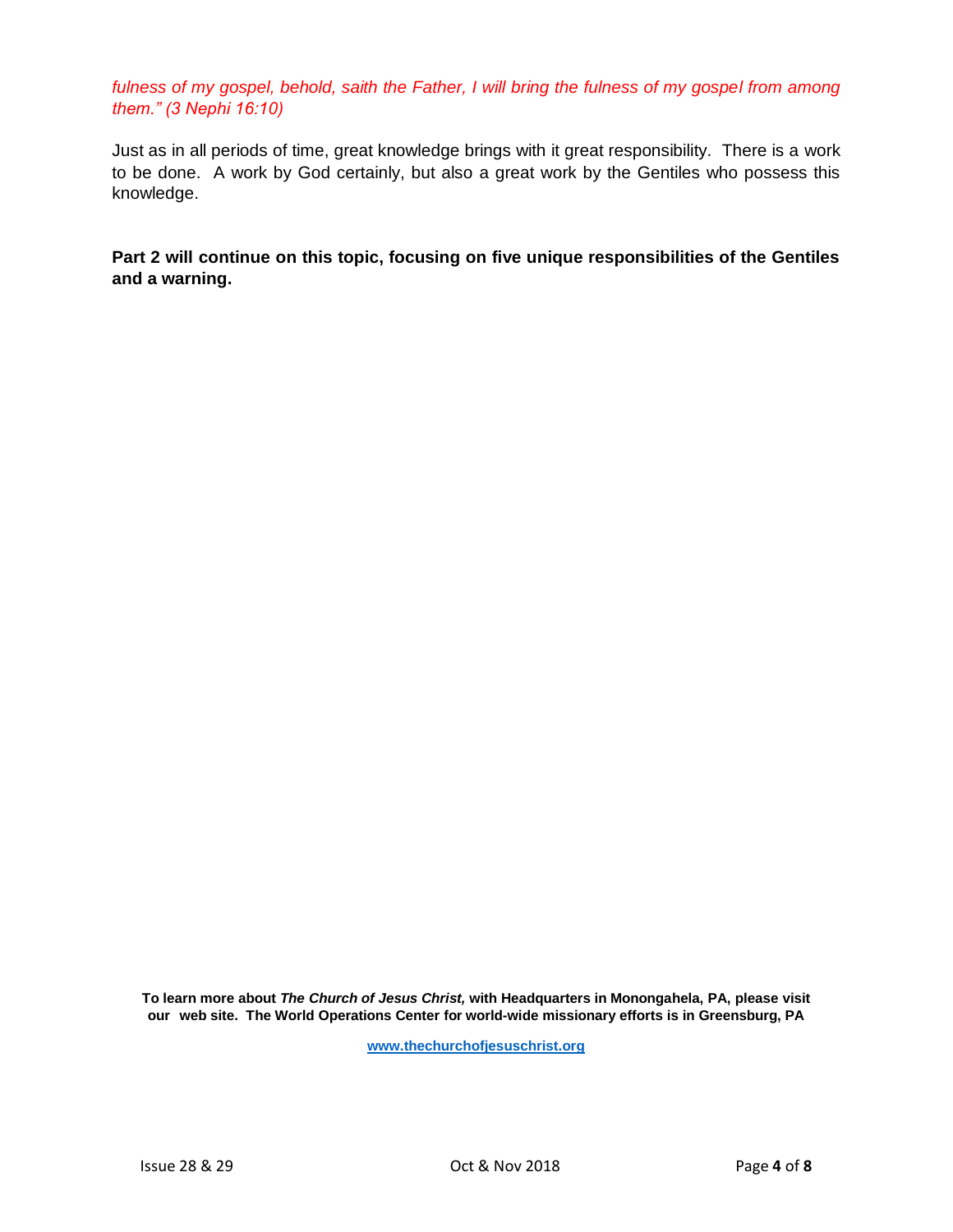*fulness of my gospel, behold, saith the Father, I will bring the fulness of my gospel from among them." (3 Nephi 16:10)*

Just as in all periods of time, great knowledge brings with it great responsibility. There is a work to be done. A work by God certainly, but also a great work by the Gentiles who possess this knowledge.

**Part 2 will continue on this topic, focusing on five unique responsibilities of the Gentiles and a warning.**

**To learn more about *The Church of Jesus Christ,* with Headquarters in Monongahela, PA, please visit our web site. The World Operations Center for world-wide missionary efforts is in Greensburg, PA**

**www.thechurchofjesuschrist.org**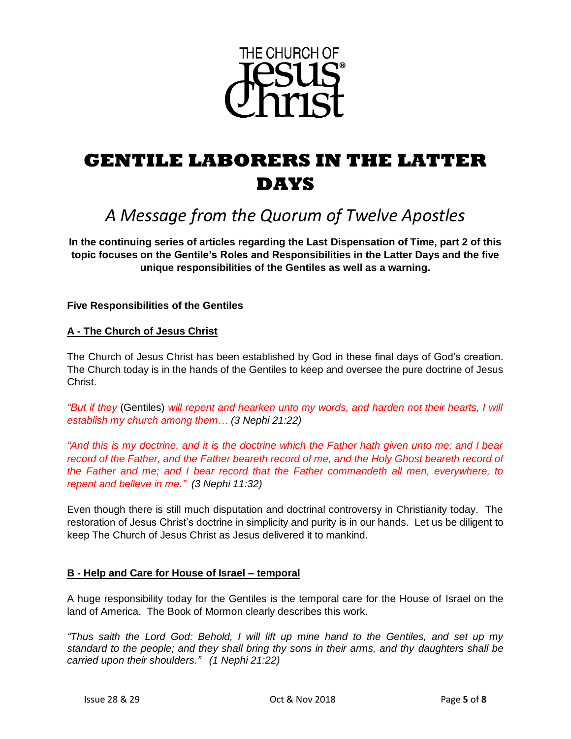THE CHURCH OF Jesus Christ®

# GENTILE LABORERS IN THE LATTER DAYS

## *A Message from the Quorum of Twelve Apostles*

**In the continuing series of articles regarding the Last Dispensation of Time, part 2 of this topic focuses on the Gentile's Roles and Responsibilities in the Latter Days and the five unique responsibilities of the Gentiles as well as a warning.**

**Five Responsibilities of the Gentiles**

**A - The Church of Jesus Christ**

The Church of Jesus Christ has been established by God in these final days of God's creation. The Church today is in the hands of the Gentiles to keep and oversee the pure doctrine of Jesus Christ.

*"But if they* (Gentiles) *will repent and hearken unto my words, and harden not their hearts, I will establish my church among them… (3 Nephi 21:22)*

*"And this is my doctrine, and it is the doctrine which the Father hath given unto me; and I bear record of the Father, and the Father beareth record of me, and the Holy Ghost beareth record of the Father and me; and I bear record that the Father commandeth all men, everywhere, to repent and believe in me." (3 Nephi 11:32)*

Even though there is still much disputation and doctrinal controversy in Christianity today. The restoration of Jesus Christ's doctrine in simplicity and purity is in our hands. Let us be diligent to keep The Church of Jesus Christ as Jesus delivered it to mankind.

**B - Help and Care for House of Israel – temporal**

A huge responsibility today for the Gentiles is the temporal care for the House of Israel on the land of America. The Book of Mormon clearly describes this work.

*"Thus saith the Lord God: Behold, I will lift up mine hand to the Gentiles, and set up my standard to the people; and they shall bring thy sons in their arms, and thy daughters shall be carried upon their shoulders." (1 Nephi 21:22)*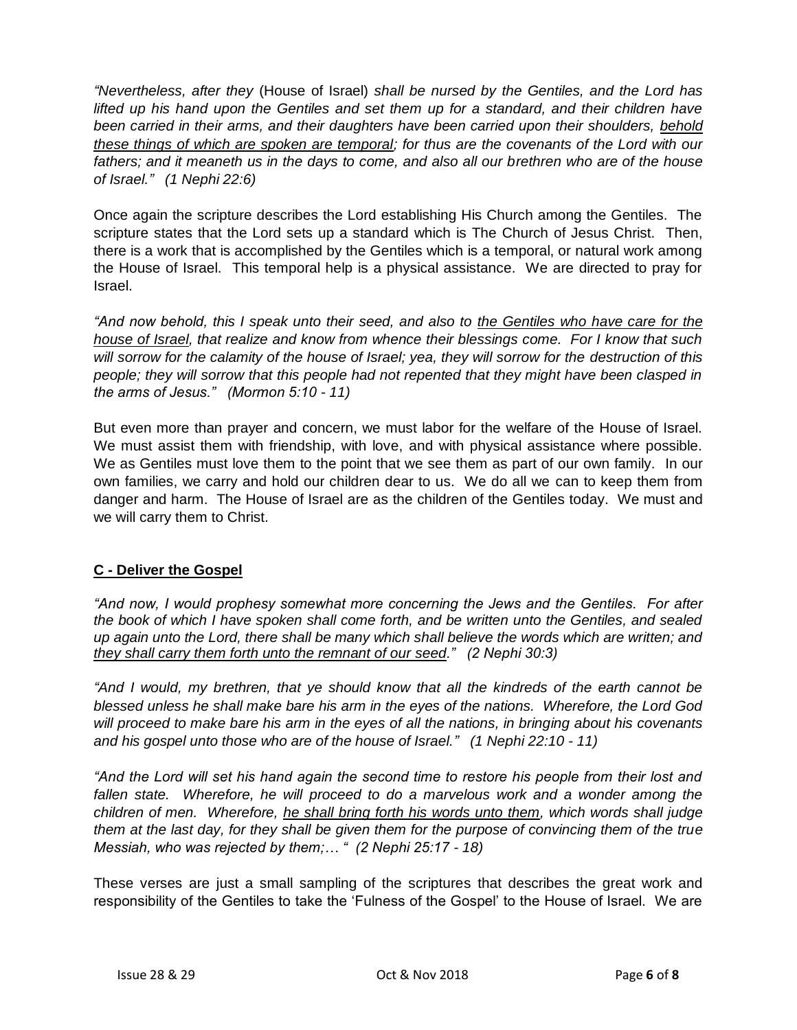*"Nevertheless, after they* (House of Israel) *shall be nursed by the Gentiles, and the Lord has lifted up his hand upon the Gentiles and set them up for a standard, and their children have been carried in their arms, and their daughters have been carried upon their shoulders, <u>behold these things of which are spoken are temporal</u>; for thus are the covenants of the Lord with our fathers; and it meaneth us in the days to come, and also all our brethren who are of the house of Israel." (1 Nephi 22:6)*

Once again the scripture describes the Lord establishing His Church among the Gentiles. The scripture states that the Lord sets up a standard which is The Church of Jesus Christ. Then, there is a work that is accomplished by the Gentiles which is a temporal, or natural work among the House of Israel. This temporal help is a physical assistance. We are directed to pray for Israel.

*"And now behold, this I speak unto their seed, and also to <u>the Gentiles who have care for the house of Israel</u>, that realize and know from whence their blessings come. For I know that such will sorrow for the calamity of the house of Israel; yea, they will sorrow for the destruction of this people; they will sorrow that this people had not repented that they might have been clasped in the arms of Jesus." (Mormon 5:10 - 11)*

But even more than prayer and concern, we must labor for the welfare of the House of Israel. We must assist them with friendship, with love, and with physical assistance where possible. We as Gentiles must love them to the point that we see them as part of our own family. In our own families, we carry and hold our children dear to us. We do all we can to keep them from danger and harm. The House of Israel are as the children of the Gentiles today. We must and we will carry them to Christ.

## <u>C - Deliver the Gospel</u>

*"And now, I would prophesy somewhat more concerning the Jews and the Gentiles. For after the book of which I have spoken shall come forth, and be written unto the Gentiles, and sealed up again unto the Lord, there shall be many which shall believe the words which are written; and <u>they shall carry them forth unto the remnant of our seed</u>." (2 Nephi 30:3)*

*"And I would, my brethren, that ye should know that all the kindreds of the earth cannot be blessed unless he shall make bare his arm in the eyes of the nations. Wherefore, the Lord God will proceed to make bare his arm in the eyes of all the nations, in bringing about his covenants and his gospel unto those who are of the house of Israel." (1 Nephi 22:10 - 11)*

*"And the Lord will set his hand again the second time to restore his people from their lost and fallen state. Wherefore, he will proceed to do a marvelous work and a wonder among the children of men. Wherefore, <u>he shall bring forth his words unto them</u>, which words shall judge them at the last day, for they shall be given them for the purpose of convincing them of the true Messiah, who was rejected by them;… " (2 Nephi 25:17 - 18)*

These verses are just a small sampling of the scriptures that describes the great work and responsibility of the Gentiles to take the 'Fulness of the Gospel' to the House of Israel. We are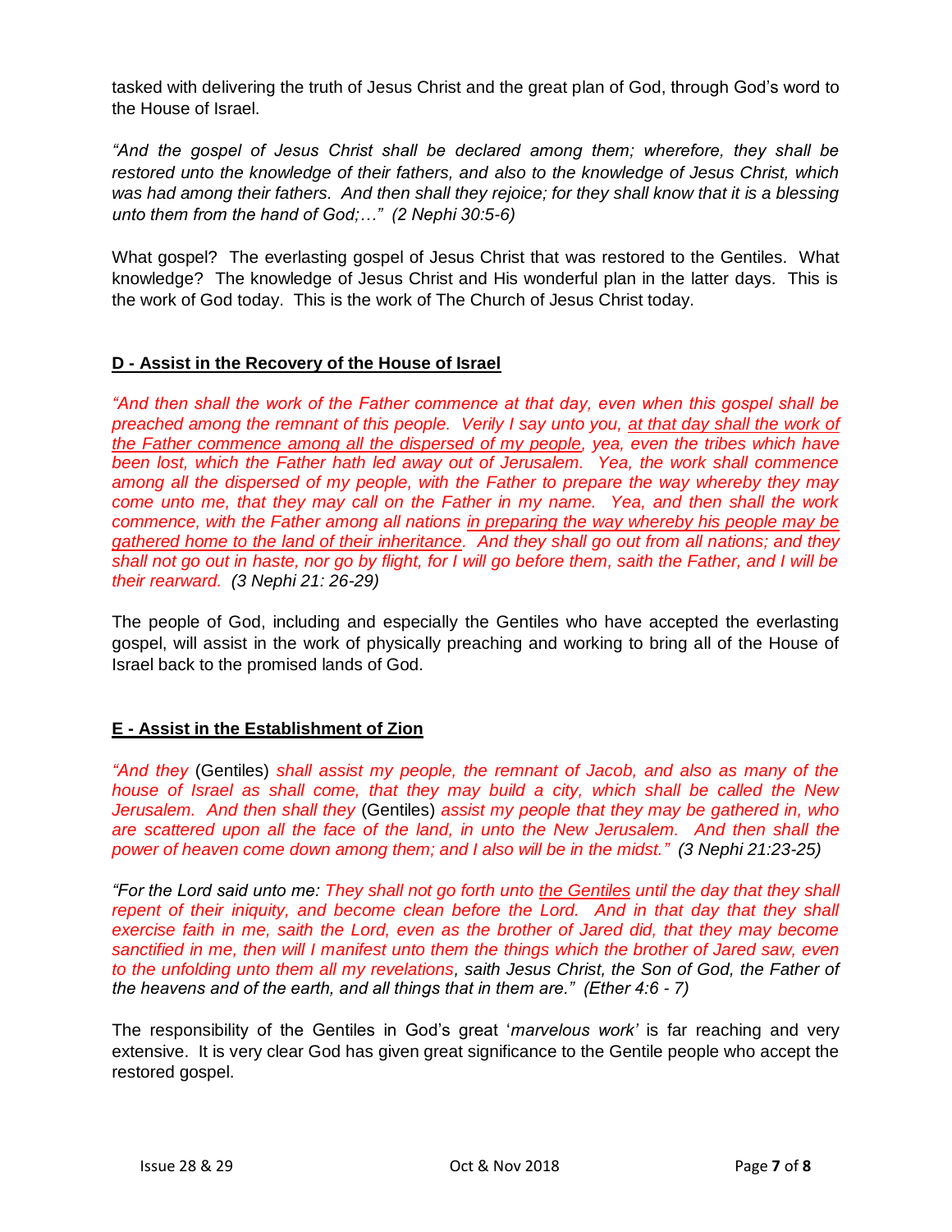tasked with delivering the truth of Jesus Christ and the great plan of God, through God's word to the House of Israel.

*"And the gospel of Jesus Christ shall be declared among them; wherefore, they shall be restored unto the knowledge of their fathers, and also to the knowledge of Jesus Christ, which was had among their fathers. And then shall they rejoice; for they shall know that it is a blessing unto them from the hand of God;…" (2 Nephi 30:5-6)*

What gospel? The everlasting gospel of Jesus Christ that was restored to the Gentiles. What knowledge? The knowledge of Jesus Christ and His wonderful plan in the latter days. This is the work of God today. This is the work of The Church of Jesus Christ today.

## <u>D - Assist in the Recovery of the House of Israel</u>

*"And then shall the work of the Father commence at that day, even when this gospel shall be preached among the remnant of this people. Verily I say unto you, <u>at that day shall the work of the Father commence among all the dispersed of my people</u>, yea, even the tribes which have been lost, which the Father hath led away out of Jerusalem. Yea, the work shall commence among all the dispersed of my people, with the Father to prepare the way whereby they may come unto me, that they may call on the Father in my name. Yea, and then shall the work commence, with the Father among all nations <u>in preparing the way whereby his people may be gathered home to the land of their inheritance</u>. And they shall go out from all nations; and they shall not go out in haste, nor go by flight, for I will go before them, saith the Father, and I will be their rearward. (3 Nephi 21: 26-29)*

The people of God, including and especially the Gentiles who have accepted the everlasting gospel, will assist in the work of physically preaching and working to bring all of the House of Israel back to the promised lands of God.

## <u>E - Assist in the Establishment of Zion</u>

*"And they* (Gentiles) *shall assist my people, the remnant of Jacob, and also as many of the house of Israel as shall come, that they may build a city, which shall be called the New Jerusalem. And then shall they* (Gentiles) *assist my people that they may be gathered in, who are scattered upon all the face of the land, in unto the New Jerusalem. And then shall the power of heaven come down among them; and I also will be in the midst." (3 Nephi 21:23-25)*

*"For the Lord said unto me: They shall not go forth unto <u>the Gentiles</u> until the day that they shall repent of their iniquity, and become clean before the Lord. And in that day that they shall exercise faith in me, saith the Lord, even as the brother of Jared did, that they may become sanctified in me, then will I manifest unto them the things which the brother of Jared saw, even to the unfolding unto them all my revelations, saith Jesus Christ, the Son of God, the Father of the heavens and of the earth, and all things that in them are." (Ether 4:6 - 7)*

The responsibility of the Gentiles in God's great '*marvelous work'* is far reaching and very extensive. It is very clear God has given great significance to the Gentile people who accept the restored gospel.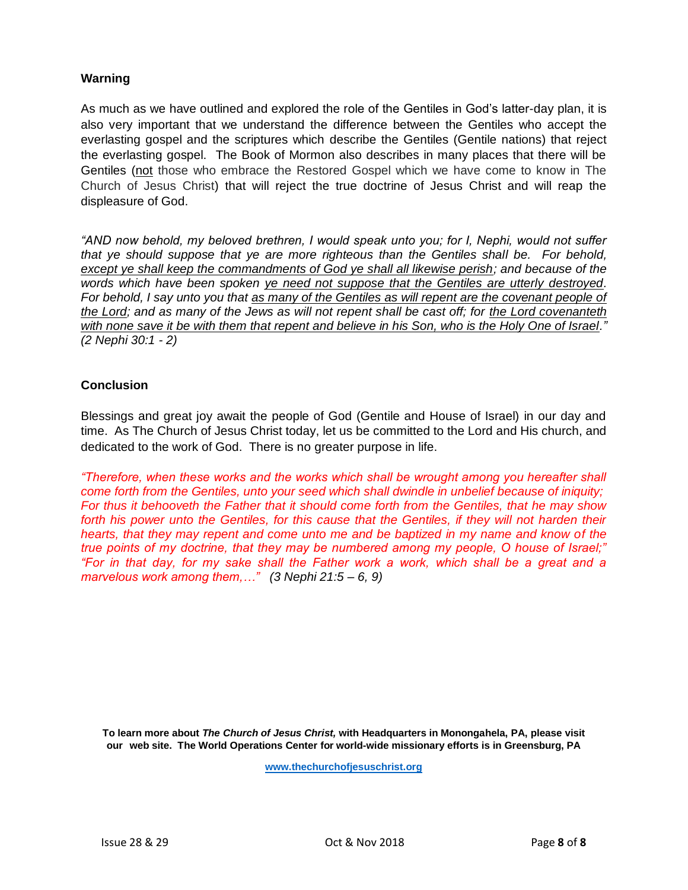### Warning

As much as we have outlined and explored the role of the Gentiles in God's latter-day plan, it is also very important that we understand the difference between the Gentiles who accept the everlasting gospel and the scriptures which describe the Gentiles (Gentile nations) that reject the everlasting gospel. The Book of Mormon also describes in many places that there will be Gentiles (<u>not</u> those who embrace the Restored Gospel which we have come to know in The Church of Jesus Christ) that will reject the true doctrine of Jesus Christ and will reap the displeasure of God.

*"AND now behold, my beloved brethren, I would speak unto you; for I, Nephi, would not suffer that ye should suppose that ye are more righteous than the Gentiles shall be. For behold, <u>except ye shall keep the commandments of God ye shall all likewise perish</u>; and because of the words which have been spoken <u>ye need not suppose that the Gentiles are utterly destroyed</u>. For behold, I say unto you that <u>as many of the Gentiles as will repent are the covenant people of the Lord</u>; and as many of the Jews as will not repent shall be cast off; for <u>the Lord covenanteth with none save it be with them that repent and believe in his Son, who is the Holy One of Israel</u>." (2 Nephi 30:1 - 2)*

### Conclusion

Blessings and great joy await the people of God (Gentile and House of Israel) in our day and time. As The Church of Jesus Christ today, let us be committed to the Lord and His church, and dedicated to the work of God. There is no greater purpose in life.

*"Therefore, when these works and the works which shall be wrought among you hereafter shall come forth from the Gentiles, unto your seed which shall dwindle in unbelief because of iniquity; For thus it behooveth the Father that it should come forth from the Gentiles, that he may show forth his power unto the Gentiles, for this cause that the Gentiles, if they will not harden their hearts, that they may repent and come unto me and be baptized in my name and know of the true points of my doctrine, that they may be numbered among my people, O house of Israel;" "For in that day, for my sake shall the Father work a work, which shall be a great and a marvelous work among them,…" (3 Nephi 21:5 – 6, 9)*

**To learn more about *The Church of Jesus Christ,* with Headquarters in Monongahela, PA, please visit our web site. The World Operations Center for world-wide missionary efforts is in Greensburg, PA**

**www.thechurchofjesuschrist.org**